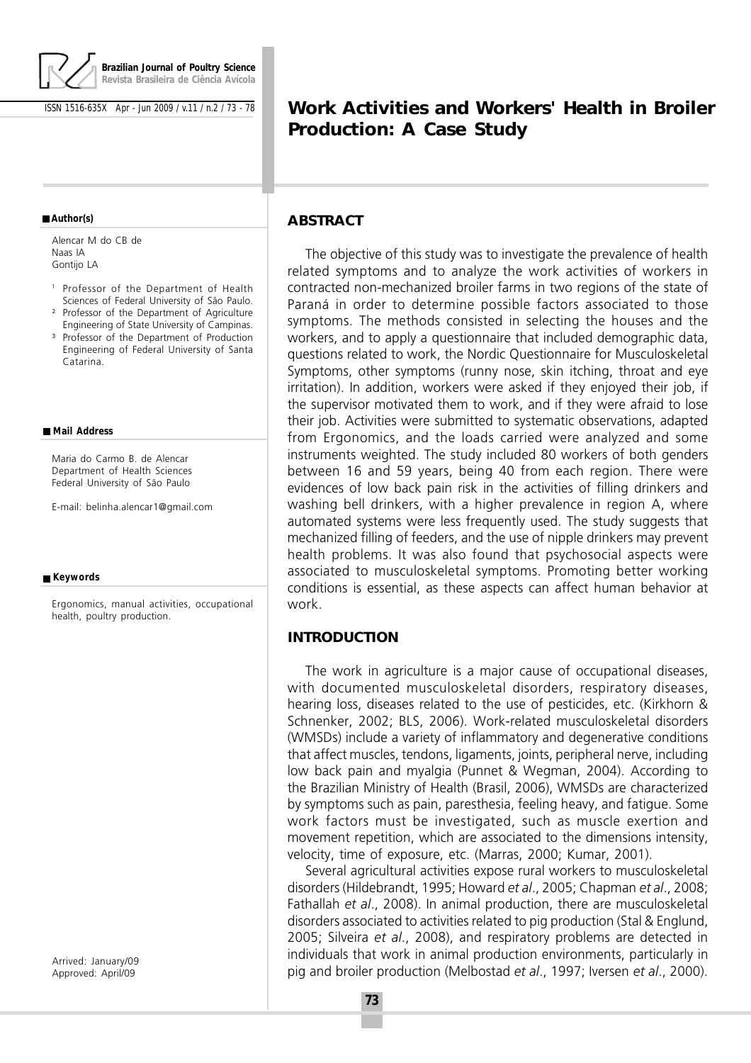# Work Activities and Workers' Health in Broiler Production: A Case Study

**Author(s)**

Alencar M do CB de
Naas IA
Gontijo LA

[1] Professor of the Department of Health Sciences of Federal University of São Paulo.
[2] Professor of the Department of Agriculture Engineering of State University of Campinas.
[3] Professor of the Department of Production Engineering of Federal University of Santa Catarina.

**Mail Address**

Maria do Carmo B. de Alencar
Department of Health Sciences
Federal University of São Paulo

E-mail: belinha.alencar1@gmail.com

**Keywords**

Ergonomics, manual activities, occupational health, poultry production.

Arrived: January/09
Approved: April/09

## ABSTRACT

The objective of this study was to investigate the prevalence of health related symptoms and to analyze the work activities of workers in contracted non-mechanized broiler farms in two regions of the state of Paraná in order to determine possible factors associated to those symptoms. The methods consisted in selecting the houses and the workers, and to apply a questionnaire that included demographic data, questions related to work, the Nordic Questionnaire for Musculoskeletal Symptoms, other symptoms (runny nose, skin itching, throat and eye irritation). In addition, workers were asked if they enjoyed their job, if the supervisor motivated them to work, and if they were afraid to lose their job. Activities were submitted to systematic observations, adapted from Ergonomics, and the loads carried were analyzed and some instruments weighted. The study included 80 workers of both genders between 16 and 59 years, being 40 from each region. There were evidences of low back pain risk in the activities of filling drinkers and washing bell drinkers, with a higher prevalence in region A, where automated systems were less frequently used. The study suggests that mechanized filling of feeders, and the use of nipple drinkers may prevent health problems. It was also found that psychosocial aspects were associated to musculoskeletal symptoms. Promoting better working conditions is essential, as these aspects can affect human behavior at work.

## INTRODUCTION

The work in agriculture is a major cause of occupational diseases, with documented musculoskeletal disorders, respiratory diseases, hearing loss, diseases related to the use of pesticides, etc. (Kirkhorn & Schnenker, 2002; BLS, 2006). Work-related musculoskeletal disorders (WMSDs) include a variety of inflammatory and degenerative conditions that affect muscles, tendons, ligaments, joints, peripheral nerve, including low back pain and myalgia (Punnet & Wegman, 2004). According to the Brazilian Ministry of Health (Brasil, 2006), WMSDs are characterized by symptoms such as pain, paresthesia, feeling heavy, and fatigue. Some work factors must be investigated, such as muscle exertion and movement repetition, which are associated to the dimensions intensity, velocity, time of exposure, etc. (Marras, 2000; Kumar, 2001).

Several agricultural activities expose rural workers to musculoskeletal disorders (Hildebrandt, 1995; Howard *et al*., 2005; Chapman *et al*., 2008; Fathallah *et al*., 2008). In animal production, there are musculoskeletal disorders associated to activities related to pig production (Stal & Englund, 2005; Silveira *et al*., 2008), and respiratory problems are detected in individuals that work in animal production environments, particularly in pig and broiler production (Melbostad *et al*., 1997; Iversen *et al*., 2000).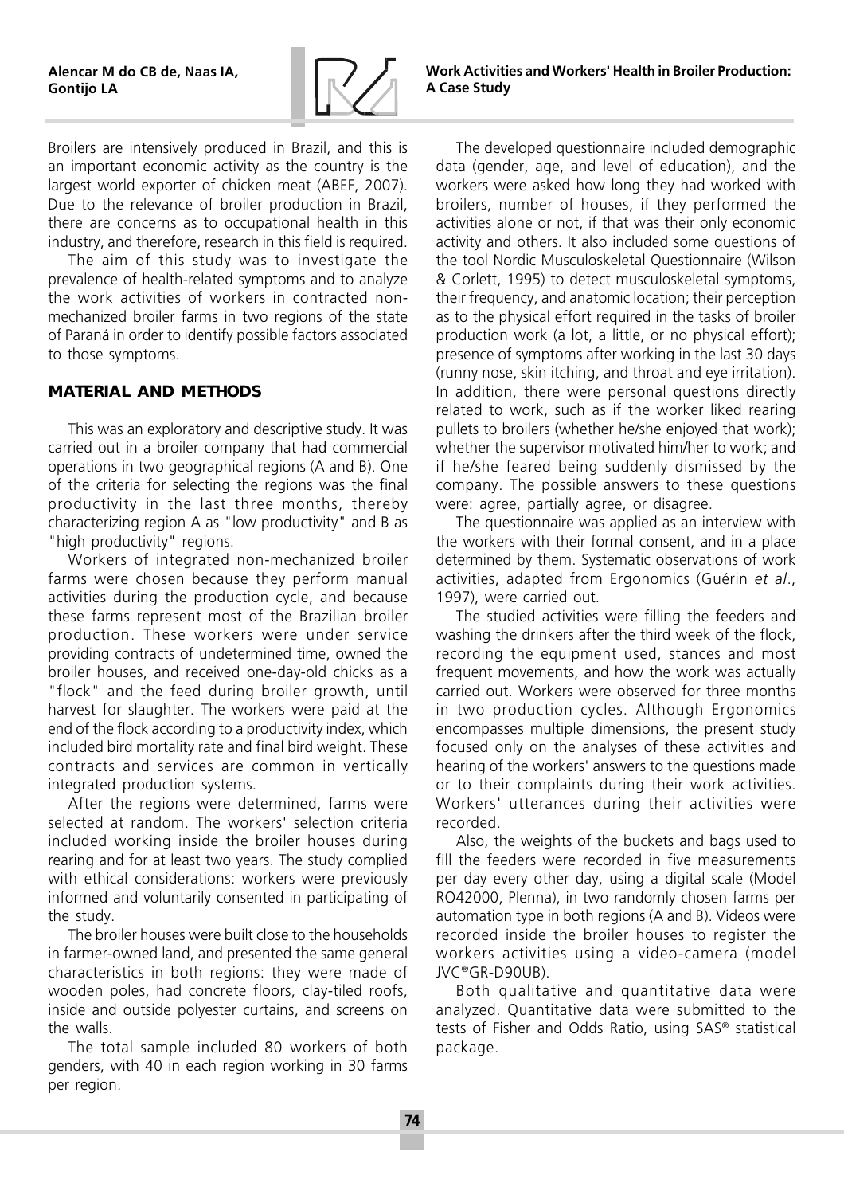Broilers are intensively produced in Brazil, and this is an important economic activity as the country is the largest world exporter of chicken meat (ABEF, 2007). Due to the relevance of broiler production in Brazil, there are concerns as to occupational health in this industry, and therefore, research in this field is required.

The aim of this study was to investigate the prevalence of health-related symptoms and to analyze the work activities of workers in contracted non-mechanized broiler farms in two regions of the state of Paraná in order to identify possible factors associated to those symptoms.

## MATERIAL AND METHODS

This was an exploratory and descriptive study. It was carried out in a broiler company that had commercial operations in two geographical regions (A and B). One of the criteria for selecting the regions was the final productivity in the last three months, thereby characterizing region A as "low productivity" and B as "high productivity" regions.

Workers of integrated non-mechanized broiler farms were chosen because they perform manual activities during the production cycle, and because these farms represent most of the Brazilian broiler production. These workers were under service providing contracts of undetermined time, owned the broiler houses, and received one-day-old chicks as a "flock" and the feed during broiler growth, until harvest for slaughter. The workers were paid at the end of the flock according to a productivity index, which included bird mortality rate and final bird weight. These contracts and services are common in vertically integrated production systems.

After the regions were determined, farms were selected at random. The workers' selection criteria included working inside the broiler houses during rearing and for at least two years. The study complied with ethical considerations: workers were previously informed and voluntarily consented in participating of the study.

The broiler houses were built close to the households in farmer-owned land, and presented the same general characteristics in both regions: they were made of wooden poles, had concrete floors, clay-tiled roofs, inside and outside polyester curtains, and screens on the walls.

The total sample included 80 workers of both genders, with 40 in each region working in 30 farms per region.

The developed questionnaire included demographic data (gender, age, and level of education), and the workers were asked how long they had worked with broilers, number of houses, if they performed the activities alone or not, if that was their only economic activity and others. It also included some questions of the tool Nordic Musculoskeletal Questionnaire (Wilson & Corlett, 1995) to detect musculoskeletal symptoms, their frequency, and anatomic location; their perception as to the physical effort required in the tasks of broiler production work (a lot, a little, or no physical effort); presence of symptoms after working in the last 30 days (runny nose, skin itching, and throat and eye irritation). In addition, there were personal questions directly related to work, such as if the worker liked rearing pullets to broilers (whether he/she enjoyed that work); whether the supervisor motivated him/her to work; and if he/she feared being suddenly dismissed by the company. The possible answers to these questions were: agree, partially agree, or disagree.

The questionnaire was applied as an interview with the workers with their formal consent, and in a place determined by them. Systematic observations of work activities, adapted from Ergonomics (Guérin *et al*., 1997), were carried out.

The studied activities were filling the feeders and washing the drinkers after the third week of the flock, recording the equipment used, stances and most frequent movements, and how the work was actually carried out. Workers were observed for three months in two production cycles. Although Ergonomics encompasses multiple dimensions, the present study focused only on the analyses of these activities and hearing of the workers' answers to the questions made or to their complaints during their work activities. Workers' utterances during their activities were recorded.

Also, the weights of the buckets and bags used to fill the feeders were recorded in five measurements per day every other day, using a digital scale (Model RO42000, Plenna), in two randomly chosen farms per automation type in both regions (A and B). Videos were recorded inside the broiler houses to register the workers activities using a video-camera (model JVC®GR-D90UB).

Both qualitative and quantitative data were analyzed. Quantitative data were submitted to the tests of Fisher and Odds Ratio, using SAS® statistical package.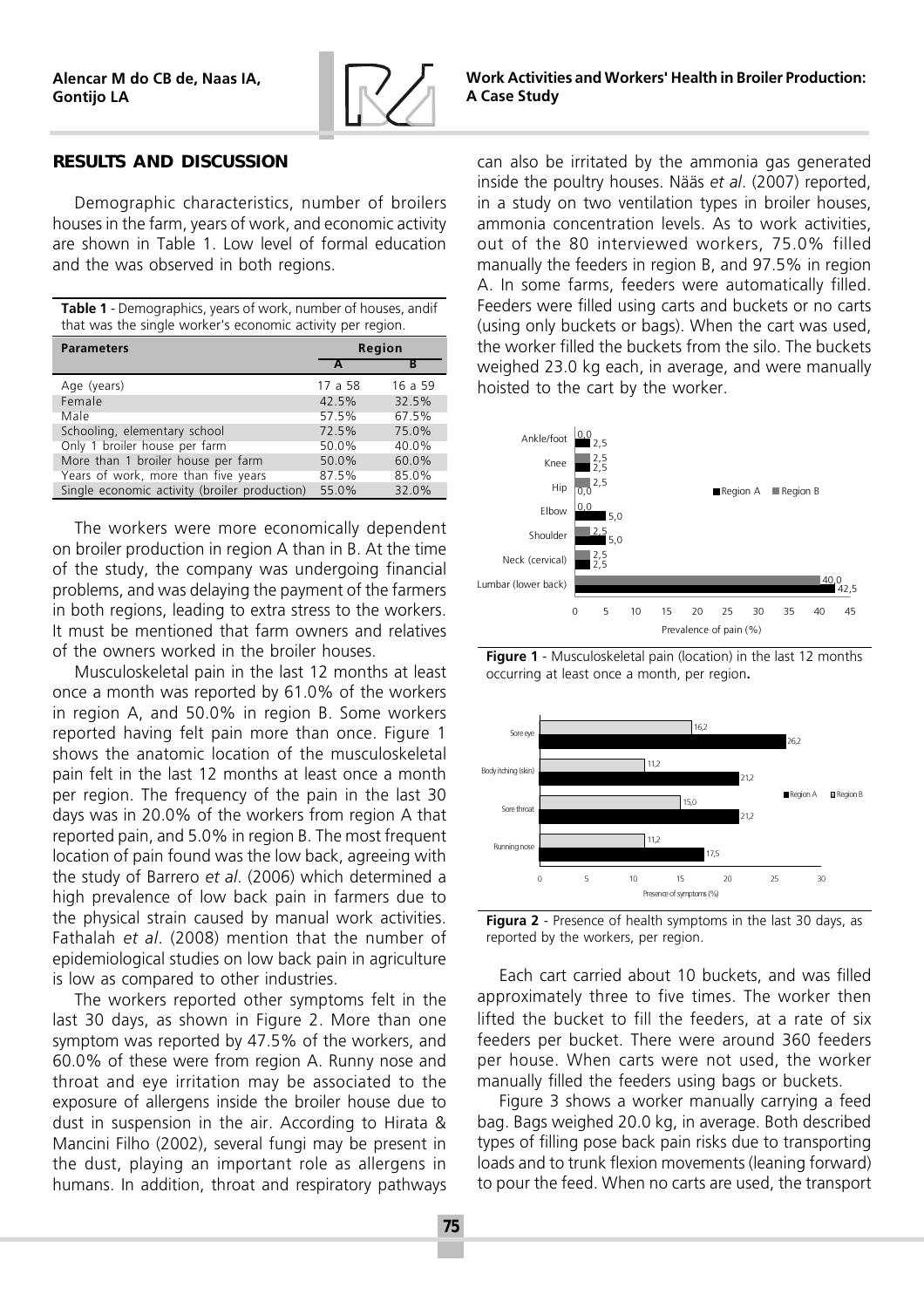## RESULTS AND DISCUSSION

Demographic characteristics, number of broilers houses in the farm, years of work, and economic activity are shown in Table 1. Low level of formal education and the was observed in both regions.

**Table 1** - Demographics, years of work, number of houses, andif that was the single worker's economic activity per region.

| Parameters | Region | |
|---|---|---|
| | A | B |
| Age (years) | 17 a 58 | 16 a 59 |
| Female | 42.5% | 32.5% |
| Male | 57.5% | 67.5% |
| Schooling, elementary school | 72.5% | 75.0% |
| Only 1 broiler house per farm | 50.0% | 40.0% |
| More than 1 broiler house per farm | 50.0% | 60.0% |
| Years of work, more than five years | 87.5% | 85.0% |
| Single economic activity (broiler production) | 55.0% | 32.0% |

The workers were more economically dependent on broiler production in region A than in B. At the time of the study, the company was undergoing financial problems, and was delaying the payment of the farmers in both regions, leading to extra stress to the workers. It must be mentioned that farm owners and relatives of the owners worked in the broiler houses.

Musculoskeletal pain in the last 12 months at least once a month was reported by 61.0% of the workers in region A, and 50.0% in region B. Some workers reported having felt pain more than once. Figure 1 shows the anatomic location of the musculoskeletal pain felt in the last 12 months at least once a month per region. The frequency of the pain in the last 30 days was in 20.0% of the workers from region A that reported pain, and 5.0% in region B. The most frequent location of pain found was the low back, agreeing with the study of Barrero *et al*. (2006) which determined a high prevalence of low back pain in farmers due to the physical strain caused by manual work activities. Fathalah *et al*. (2008) mention that the number of epidemiological studies on low back pain in agriculture is low as compared to other industries.

The workers reported other symptoms felt in the last 30 days, as shown in Figure 2. More than one symptom was reported by 47.5% of the workers, and 60.0% of these were from region A. Runny nose and throat and eye irritation may be associated to the exposure of allergens inside the broiler house due to dust in suspension in the air. According to Hirata & Mancini Filho (2002), several fungi may be present in the dust, playing an important role as allergens in humans. In addition, throat and respiratory pathways can also be irritated by the ammonia gas generated inside the poultry houses. Nääs *et al*. (2007) reported, in a study on two ventilation types in broiler houses, ammonia concentration levels. As to work activities, out of the 80 interviewed workers, 75.0% filled manually the feeders in region B, and 97.5% in region A. In some farms, feeders were automatically filled. Feeders were filled using carts and buckets or no carts (using only buckets or bags). When the cart was used, the worker filled the buckets from the silo. The buckets weighed 23.0 kg each, in average, and were manually hoisted to the cart by the worker.

| Location | Region A | Region B |
|---|---|---|
| Ankle/foot | 2,5 | 0,0 |
| Knee | 2,5 | 2,5 |
| Hip | 0,0 | 2,5 |
| Elbow | 5,0 | 0,0 |
| Shoulder | 5,0 | 2,5 |
| Neck (cervical) | 2,5 | 2,5 |
| Lumbar (lower back) | 42,5 | 40,0 |

**Figure 1** - Musculoskeletal pain (location) in the last 12 months occurring at least once a month, per region.

| Symptom | Region A | Region B |
|---|---|---|
| Sore eye | 26,2 | 16,2 |
| Body itching (skin) | 21,2 | 11,2 |
| Sore throat | 21,2 | 15,0 |
| Running nose | 17,5 | 11,2 |

**Figura 2** - Presence of health symptoms in the last 30 days, as reported by the workers, per region.

Each cart carried about 10 buckets, and was filled approximately three to five times. The worker then lifted the bucket to fill the feeders, at a rate of six feeders per bucket. There were around 360 feeders per house. When carts were not used, the worker manually filled the feeders using bags or buckets.

Figure 3 shows a worker manually carrying a feed bag. Bags weighed 20.0 kg, in average. Both described types of filling pose back pain risks due to transporting loads and to trunk flexion movements (leaning forward) to pour the feed. When no carts are used, the transport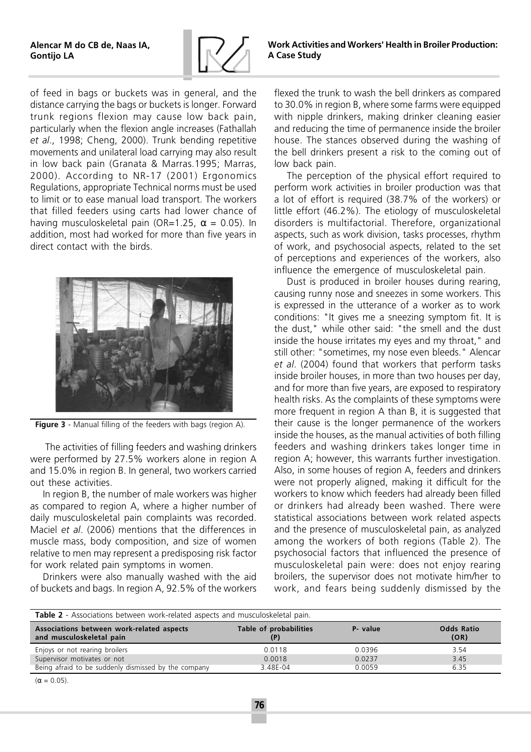of feed in bags or buckets was in general, and the distance carrying the bags or buckets is longer. Forward trunk regions flexion may cause low back pain, particularly when the flexion angle increases (Fathallah *et al*., 1998; Cheng, 2000). Trunk bending repetitive movements and unilateral load carrying may also result in low back pain (Granata & Marras.1995; Marras, 2000). According to NR-17 (2001) Ergonomics Regulations, appropriate Technical norms must be used to limit or to ease manual load transport. The workers that filled feeders using carts had lower chance of having musculoskeletal pain (OR=1.25, $\alpha$ = 0.05). In addition, most had worked for more than five years in direct contact with the birds.

**Figure 3** - Manual filling of the feeders with bags (region A).

The activities of filling feeders and washing drinkers were performed by 27.5% workers alone in region A and 15.0% in region B. In general, two workers carried out these activities.

In region B, the number of male workers was higher as compared to region A, where a higher number of daily musculoskeletal pain complaints was recorded. Maciel *et al*. (2006) mentions that the differences in muscle mass, body composition, and size of women relative to men may represent a predisposing risk factor for work related pain symptoms in women.

Drinkers were also manually washed with the aid of buckets and bags. In region A, 92.5% of the workers flexed the trunk to wash the bell drinkers as compared to 30.0% in region B, where some farms were equipped with nipple drinkers, making drinker cleaning easier and reducing the time of permanence inside the broiler house. The stances observed during the washing of the bell drinkers present a risk to the coming out of low back pain.

The perception of the physical effort required to perform work activities in broiler production was that a lot of effort is required (38.7% of the workers) or little effort (46.2%). The etiology of musculoskeletal disorders is multifactorial. Therefore, organizational aspects, such as work division, tasks processes, rhythm of work, and psychosocial aspects, related to the set of perceptions and experiences of the workers, also influence the emergence of musculoskeletal pain.

Dust is produced in broiler houses during rearing, causing runny nose and sneezes in some workers. This is expressed in the utterance of a worker as to work conditions: "It gives me a sneezing symptom fit. It is the dust," while other said: "the smell and the dust inside the house irritates my eyes and my throat," and still other: "sometimes, my nose even bleeds." Alencar *et al*. (2004) found that workers that perform tasks inside broiler houses, in more than two houses per day, and for more than five years, are exposed to respiratory health risks. As the complaints of these symptoms were more frequent in region A than B, it is suggested that their cause is the longer permanence of the workers inside the houses, as the manual activities of both filling feeders and washing drinkers takes longer time in region A; however, this warrants further investigation. Also, in some houses of region A, feeders and drinkers were not properly aligned, making it difficult for the workers to know which feeders had already been filled or drinkers had already been washed. There were statistical associations between work related aspects and the presence of musculoskeletal pain, as analyzed among the workers of both regions (Table 2). The psychosocial factors that influenced the presence of musculoskeletal pain were: does not enjoy rearing broilers, the supervisor does not motivate him/her to work, and fears being suddenly dismissed by the

**Table 2** - Associations between work-related aspects and musculoskeletal pain.

| Associations between work-related aspects and musculoskeletal pain | Table of probabilities (P) | P- value | Odds Ratio (OR) |
|---|---|---|---|
| Enjoys or not rearing broilers | 0.0118 | 0.0396 | 3.54 |
| Supervisor motivates or not | 0.0018 | 0.0237 | 3.45 |
| Being afraid to be suddenly dismissed by the company | 3.48E-04 | 0.0059 | 6.35 |

($\alpha$ = 0.05).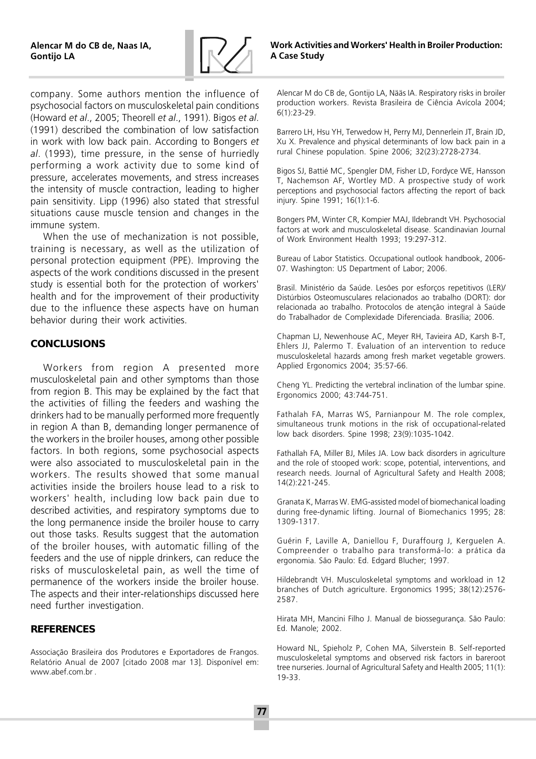company. Some authors mention the influence of psychosocial factors on musculoskeletal pain conditions (Howard *et al*., 2005; Theorell *et al*., 1991). Bigos *et al*. (1991) described the combination of low satisfaction in work with low back pain. According to Bongers *et al*. (1993), time pressure, in the sense of hurriedly performing a work activity due to some kind of pressure, accelerates movements, and stress increases the intensity of muscle contraction, leading to higher pain sensitivity. Lipp (1996) also stated that stressful situations cause muscle tension and changes in the immune system.

When the use of mechanization is not possible, training is necessary, as well as the utilization of personal protection equipment (PPE). Improving the aspects of the work conditions discussed in the present study is essential both for the protection of workers' health and for the improvement of their productivity due to the influence these aspects have on human behavior during their work activities.

## CONCLUSIONS

Workers from region A presented more musculoskeletal pain and other symptoms than those from region B. This may be explained by the fact that the activities of filling the feeders and washing the drinkers had to be manually performed more frequently in region A than B, demanding longer permanence of the workers in the broiler houses, among other possible factors. In both regions, some psychosocial aspects were also associated to musculoskeletal pain in the workers. The results showed that some manual activities inside the broilers house lead to a risk to workers' health, including low back pain due to described activities, and respiratory symptoms due to the long permanence inside the broiler house to carry out those tasks. Results suggest that the automation of the broiler houses, with automatic filling of the feeders and the use of nipple drinkers, can reduce the risks of musculoskeletal pain, as well the time of permanence of the workers inside the broiler house. The aspects and their inter-relationships discussed here need further investigation.

## REFERENCES

Associação Brasileira dos Produtores e Exportadores de Frangos. Relatório Anual de 2007 [citado 2008 mar 13]. Disponível em: www.abef.com.br .

Alencar M do CB de, Gontijo LA, Nääs IA. Respiratory risks in broiler production workers. Revista Brasileira de Ciência Avícola 2004; 6(1):23-29.

Barrero LH, Hsu YH, Terwedow H, Perry MJ, Dennerlein JT, Brain JD, Xu X. Prevalence and physical determinants of low back pain in a rural Chinese population. Spine 2006; 32(23):2728-2734.

Bigos SJ, Battié MC, Spengler DM, Fisher LD, Fordyce WE, Hansson T, Nachemson AF, Wortley MD. A prospective study of work perceptions and psychosocial factors affecting the report of back injury. Spine 1991; 16(1):1-6.

Bongers PM, Winter CR, Kompier MAJ, Ildebrandt VH. Psychosocial factors at work and musculoskeletal disease. Scandinavian Journal of Work Environment Health 1993; 19:297-312.

Bureau of Labor Statistics. Occupational outlook handbook, 2006-07. Washington: US Department of Labor; 2006.

Brasil. Ministério da Saúde. Lesões por esforços repetitivos (LER)/ Distúrbios Osteomusculares relacionados ao trabalho (DORT): dor relacionada ao trabalho. Protocolos de atenção integral à Saúde do Trabalhador de Complexidade Diferenciada. Brasília; 2006.

Chapman LJ, Newenhouse AC, Meyer RH, Tavieira AD, Karsh B-T, Ehlers JJ, Palermo T. Evaluation of an intervention to reduce musculoskeletal hazards among fresh market vegetable growers. Applied Ergonomics 2004; 35:57-66.

Cheng YL. Predicting the vertebral inclination of the lumbar spine. Ergonomics 2000; 43:744-751.

Fathalah FA, Marras WS, Parnianpour M. The role complex, simultaneous trunk motions in the risk of occupational-related low back disorders. Spine 1998; 23(9):1035-1042.

Fathallah FA, Miller BJ, Miles JA. Low back disorders in agriculture and the role of stooped work: scope, potential, interventions, and research needs. Journal of Agricultural Safety and Health 2008; 14(2):221-245.

Granata K, Marras W. EMG-assisted model of biomechanical loading during free-dynamic lifting. Journal of Biomechanics 1995; 28: 1309-1317.

Guérin F, Laville A, Daniellou F, Duraffourg J, Kerguelen A. Compreender o trabalho para transformá-lo: a prática da ergonomia. São Paulo: Ed. Edgard Blucher; 1997.

Hildebrandt VH. Musculoskeletal symptoms and workload in 12 branches of Dutch agriculture. Ergonomics 1995; 38(12):2576-2587.

Hirata MH, Mancini Filho J. Manual de biossegurança. São Paulo: Ed. Manole; 2002.

Howard NL, Spieholz P, Cohen MA, Silverstein B. Self-reported musculoskeletal symptoms and observed risk factors in bareroot tree nurseries. Journal of Agricultural Safety and Health 2005; 11(1): 19-33.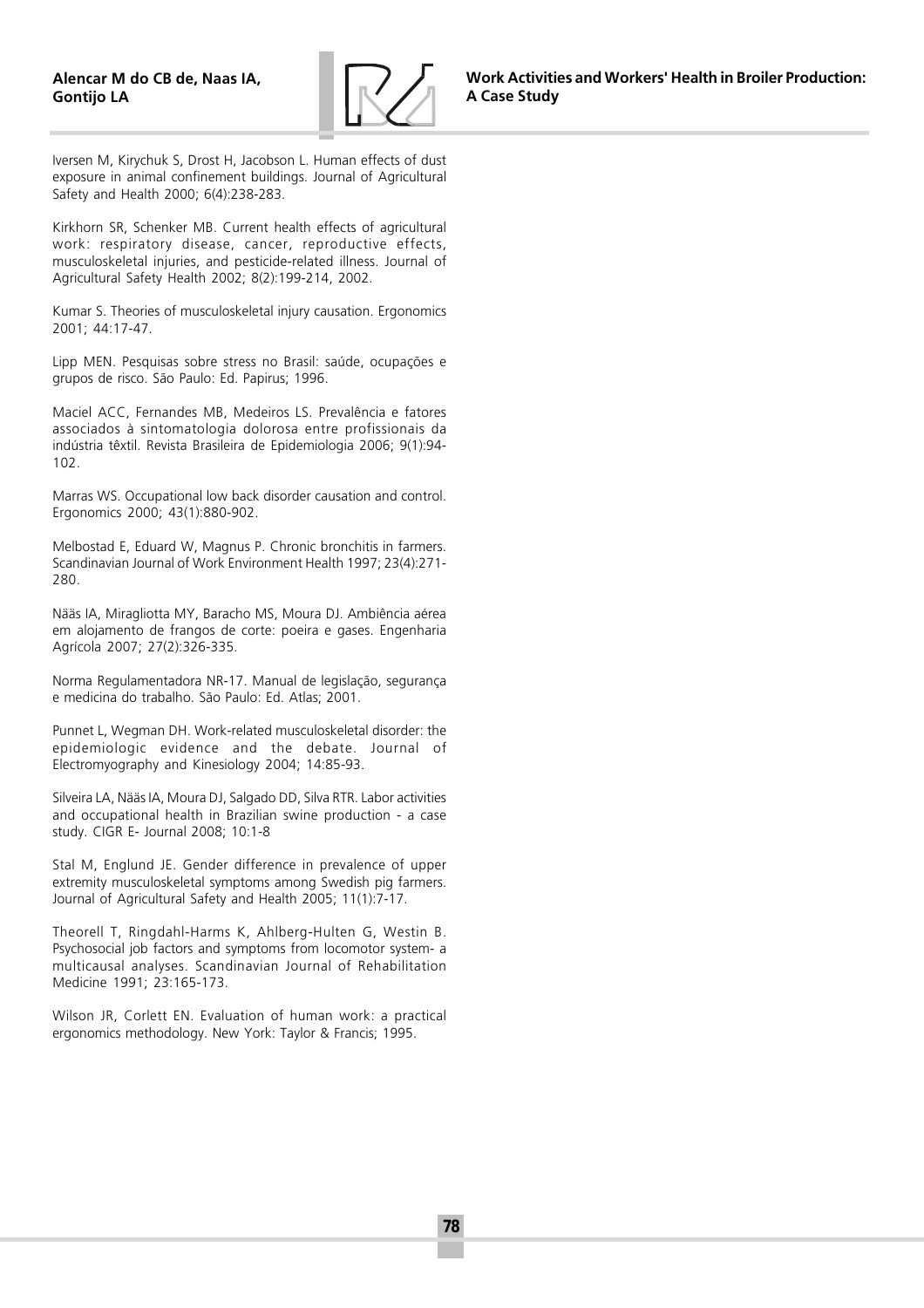Iversen M, Kirychuk S, Drost H, Jacobson L. Human effects of dust exposure in animal confinement buildings. Journal of Agricultural Safety and Health 2000; 6(4):238-283.

Kirkhorn SR, Schenker MB. Current health effects of agricultural work: respiratory disease, cancer, reproductive effects, musculoskeletal injuries, and pesticide-related illness. Journal of Agricultural Safety Health 2002; 8(2):199-214, 2002.

Kumar S. Theories of musculoskeletal injury causation. Ergonomics 2001; 44:17-47.

Lipp MEN. Pesquisas sobre stress no Brasil: saúde, ocupações e grupos de risco. São Paulo: Ed. Papirus; 1996.

Maciel ACC, Fernandes MB, Medeiros LS. Prevalência e fatores associados à sintomatologia dolorosa entre profissionais da indústria têxtil. Revista Brasileira de Epidemiologia 2006; 9(1):94-102.

Marras WS. Occupational low back disorder causation and control. Ergonomics 2000; 43(1):880-902.

Melbostad E, Eduard W, Magnus P. Chronic bronchitis in farmers. Scandinavian Journal of Work Environment Health 1997; 23(4):271-280.

Nääs IA, Miragliotta MY, Baracho MS, Moura DJ. Ambiência aérea em alojamento de frangos de corte: poeira e gases. Engenharia Agrícola 2007; 27(2):326-335.

Norma Regulamentadora NR-17. Manual de legislação, segurança e medicina do trabalho. São Paulo: Ed. Atlas; 2001.

Punnet L, Wegman DH. Work-related musculoskeletal disorder: the epidemiologic evidence and the debate. Journal of Electromyography and Kinesiology 2004; 14:85-93.

Silveira LA, Nääs IA, Moura DJ, Salgado DD, Silva RTR. Labor activities and occupational health in Brazilian swine production - a case study. CIGR E- Journal 2008; 10:1-8

Stal M, Englund JE. Gender difference in prevalence of upper extremity musculoskeletal symptoms among Swedish pig farmers. Journal of Agricultural Safety and Health 2005; 11(1):7-17.

Theorell T, Ringdahl-Harms K, Ahlberg-Hulten G, Westin B. Psychosocial job factors and symptoms from locomotor system- a multicausal analyses. Scandinavian Journal of Rehabilitation Medicine 1991; 23:165-173.

Wilson JR, Corlett EN. Evaluation of human work: a practical ergonomics methodology. New York: Taylor & Francis; 1995.